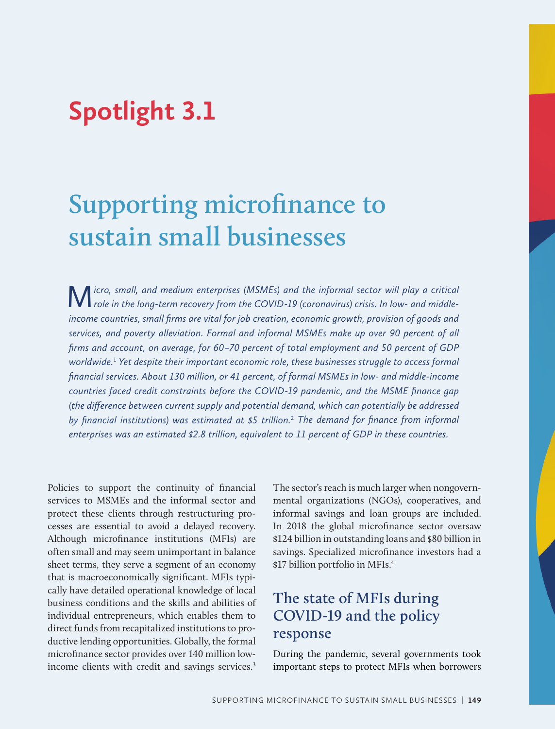# Spotlight 3.1

## Supporting microfinance to sustain small businesses

*Micro, small, and medium enterprises (MSMEs) and the informal sector will play a critical role in the long-term recovery from the COVID-19 (coronavirus) crisis. In low- and middle-income countries, small firms are vital for job creation, economic growth, provision of goods and services, and poverty alleviation. Formal and informal MSMEs make up over 90 percent of all firms and account, on average, for 60–70 percent of total employment and 50 percent of GDP worldwide.[1] Yet despite their important economic role, these businesses struggle to access formal financial services. About 130 million, or 41 percent, of formal MSMEs in low- and middle-income countries faced credit constraints before the COVID-19 pandemic, and the MSME finance gap (the difference between current supply and potential demand, which can potentially be addressed by financial institutions) was estimated at $5 trillion.[2] The demand for finance from informal enterprises was an estimated $2.8 trillion, equivalent to 11 percent of GDP in these countries.*

Policies to support the continuity of financial services to MSMEs and the informal sector and protect these clients through restructuring processes are essential to avoid a delayed recovery. Although microfinance institutions (MFIs) are often small and may seem unimportant in balance sheet terms, they serve a segment of an economy that is macroeconomically significant. MFIs typically have detailed operational knowledge of local business conditions and the skills and abilities of individual entrepreneurs, which enables them to direct funds from recapitalized institutions to productive lending opportunities. Globally, the formal microfinance sector provides over 140 million low-income clients with credit and savings services.[3] The sector's reach is much larger when nongovernmental organizations (NGOs), cooperatives, and informal savings and loan groups are included. In 2018 the global microfinance sector oversaw $124 billion in outstanding loans and $80 billion in savings. Specialized microfinance investors had a $17 billion portfolio in MFIs.[4]

### The state of MFIs during COVID-19 and the policy response

During the pandemic, several governments took important steps to protect MFIs when borrowers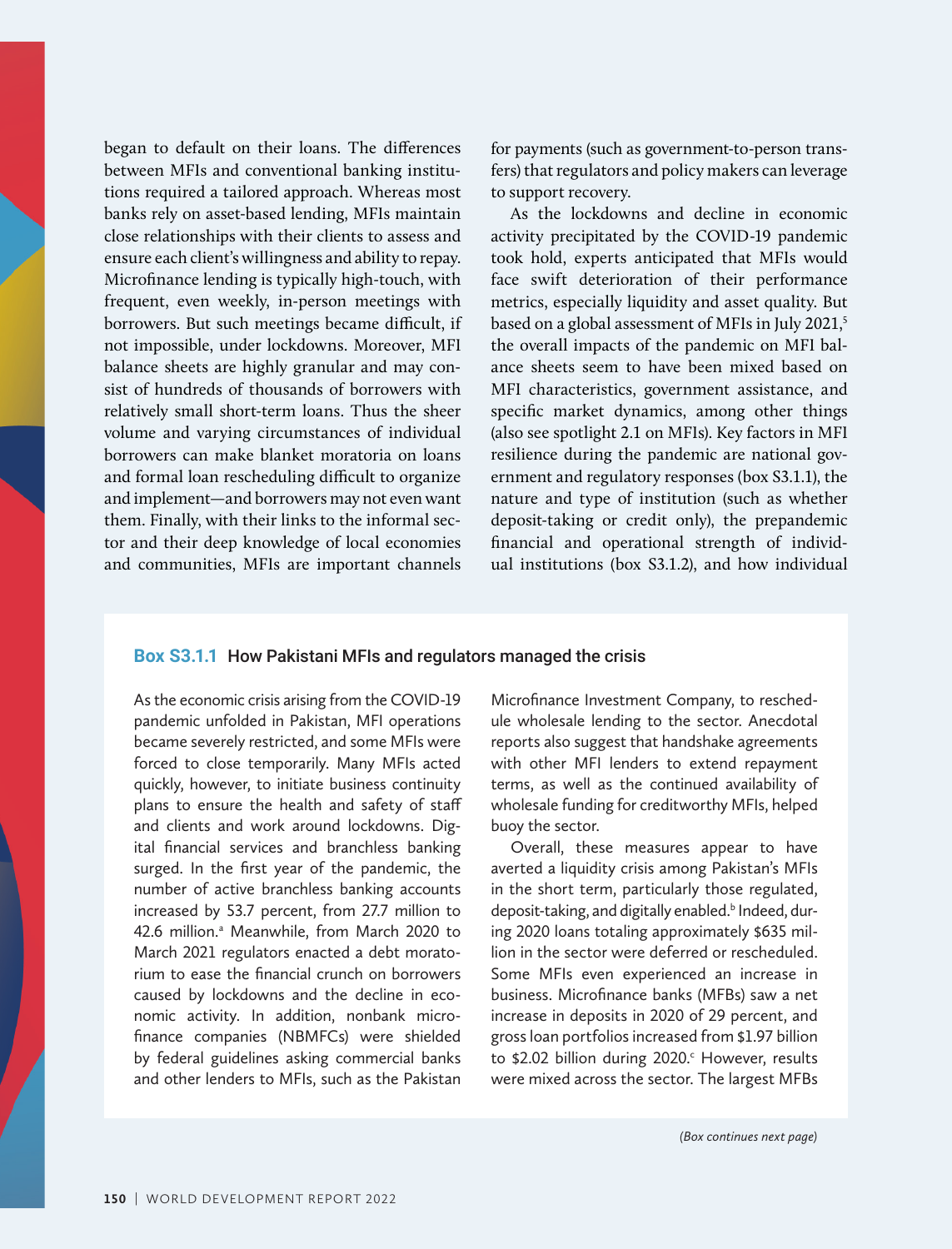began to default on their loans. The differences between MFIs and conventional banking institutions required a tailored approach. Whereas most banks rely on asset-based lending, MFIs maintain close relationships with their clients to assess and ensure each client's willingness and ability to repay. Microfinance lending is typically high-touch, with frequent, even weekly, in-person meetings with borrowers. But such meetings became difficult, if not impossible, under lockdowns. Moreover, MFI balance sheets are highly granular and may consist of hundreds of thousands of borrowers with relatively small short-term loans. Thus the sheer volume and varying circumstances of individual borrowers can make blanket moratoria on loans and formal loan rescheduling difficult to organize and implement—and borrowers may not even want them. Finally, with their links to the informal sector and their deep knowledge of local economies and communities, MFIs are important channels for payments (such as government-to-person transfers) that regulators and policy makers can leverage to support recovery.

As the lockdowns and decline in economic activity precipitated by the COVID-19 pandemic took hold, experts anticipated that MFIs would face swift deterioration of their performance metrics, especially liquidity and asset quality. But based on a global assessment of MFIs in July 2021,[5] the overall impacts of the pandemic on MFI balance sheets seem to have been mixed based on MFI characteristics, government assistance, and specific market dynamics, among other things (also see spotlight 2.1 on MFIs). Key factors in MFI resilience during the pandemic are national government and regulatory responses (box S3.1.1), the nature and type of institution (such as whether deposit-taking or credit only), the prepandemic financial and operational strength of individual institutions (box S3.1.2), and how individual

### Box S3.1.1 How Pakistani MFIs and regulators managed the crisis

As the economic crisis arising from the COVID-19 pandemic unfolded in Pakistan, MFI operations became severely restricted, and some MFIs were forced to close temporarily. Many MFIs acted quickly, however, to initiate business continuity plans to ensure the health and safety of staff and clients and work around lockdowns. Digital financial services and branchless banking surged. In the first year of the pandemic, the number of active branchless banking accounts increased by 53.7 percent, from 27.7 million to 42.6 million.[a] Meanwhile, from March 2020 to March 2021 regulators enacted a debt moratorium to ease the financial crunch on borrowers caused by lockdowns and the decline in economic activity. In addition, nonbank microfinance companies (NBMFCs) were shielded by federal guidelines asking commercial banks and other lenders to MFIs, such as the Pakistan Microfinance Investment Company, to reschedule wholesale lending to the sector. Anecdotal reports also suggest that handshake agreements with other MFI lenders to extend repayment terms, as well as the continued availability of wholesale funding for creditworthy MFIs, helped buoy the sector.

Overall, these measures appear to have averted a liquidity crisis among Pakistan's MFIs in the short term, particularly those regulated, deposit-taking, and digitally enabled.[b] Indeed, during 2020 loans totaling approximately $635 million in the sector were deferred or rescheduled. Some MFIs even experienced an increase in business. Microfinance banks (MFBs) saw a net increase in deposits in 2020 of 29 percent, and gross loan portfolios increased from $1.97 billion to $2.02 billion during 2020.[c] However, results were mixed across the sector. The largest MFBs

*(Box continues next page)*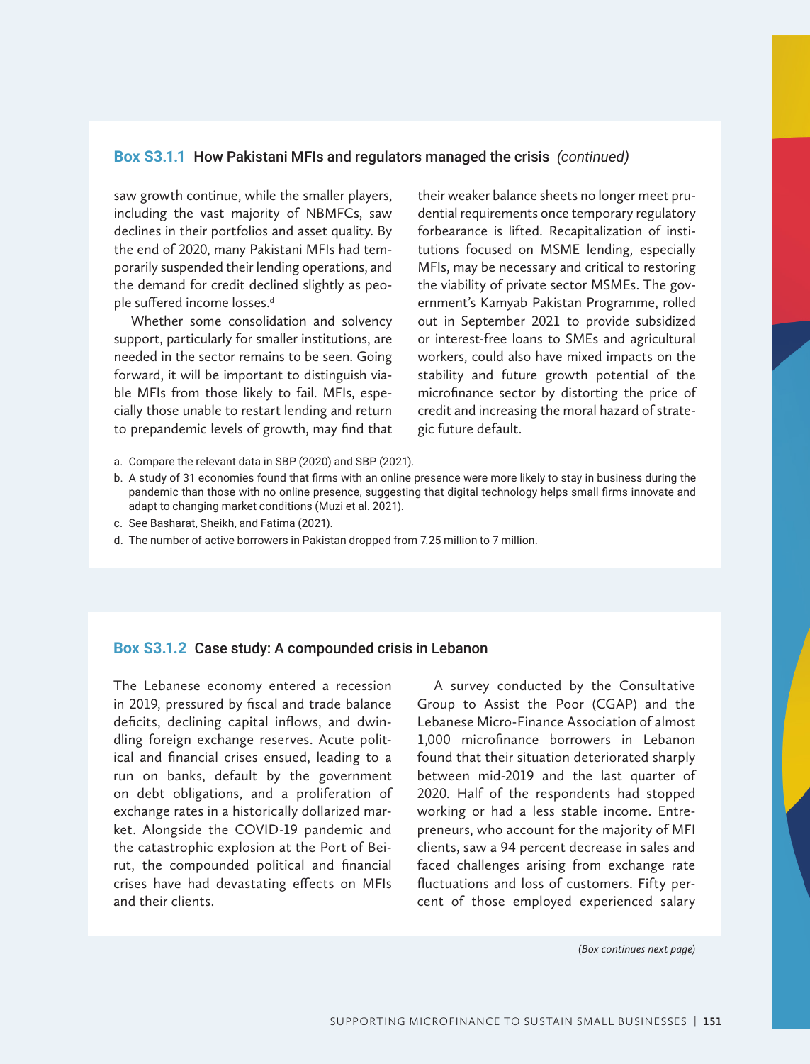### **Box S3.1.1** How Pakistani MFIs and regulators managed the crisis *(continued)*

saw growth continue, while the smaller players, including the vast majority of NBMFCs, saw declines in their portfolios and asset quality. By the end of 2020, many Pakistani MFIs had temporarily suspended their lending operations, and the demand for credit declined slightly as people suffered income losses.[d]

Whether some consolidation and solvency support, particularly for smaller institutions, are needed in the sector remains to be seen. Going forward, it will be important to distinguish viable MFIs from those likely to fail. MFIs, especially those unable to restart lending and return to prepandemic levels of growth, may find that their weaker balance sheets no longer meet prudential requirements once temporary regulatory forbearance is lifted. Recapitalization of institutions focused on MSME lending, especially MFIs, may be necessary and critical to restoring the viability of private sector MSMEs. The government's Kamyab Pakistan Programme, rolled out in September 2021 to provide subsidized or interest-free loans to SMEs and agricultural workers, could also have mixed impacts on the stability and future growth potential of the microfinance sector by distorting the price of credit and increasing the moral hazard of strategic future default.

a. Compare the relevant data in SBP (2020) and SBP (2021).

b. A study of 31 economies found that firms with an online presence were more likely to stay in business during the pandemic than those with no online presence, suggesting that digital technology helps small firms innovate and adapt to changing market conditions (Muzi et al. 2021).

c. See Basharat, Sheikh, and Fatima (2021).

d. The number of active borrowers in Pakistan dropped from 7.25 million to 7 million.

### **Box S3.1.2** Case study: A compounded crisis in Lebanon

The Lebanese economy entered a recession in 2019, pressured by fiscal and trade balance deficits, declining capital inflows, and dwindling foreign exchange reserves. Acute political and financial crises ensued, leading to a run on banks, default by the government on debt obligations, and a proliferation of exchange rates in a historically dollarized market. Alongside the COVID-19 pandemic and the catastrophic explosion at the Port of Beirut, the compounded political and financial crises have had devastating effects on MFIs and their clients.

A survey conducted by the Consultative Group to Assist the Poor (CGAP) and the Lebanese Micro-Finance Association of almost 1,000 microfinance borrowers in Lebanon found that their situation deteriorated sharply between mid-2019 and the last quarter of 2020. Half of the respondents had stopped working or had a less stable income. Entrepreneurs, who account for the majority of MFI clients, saw a 94 percent decrease in sales and faced challenges arising from exchange rate fluctuations and loss of customers. Fifty percent of those employed experienced salary

*(Box continues next page)*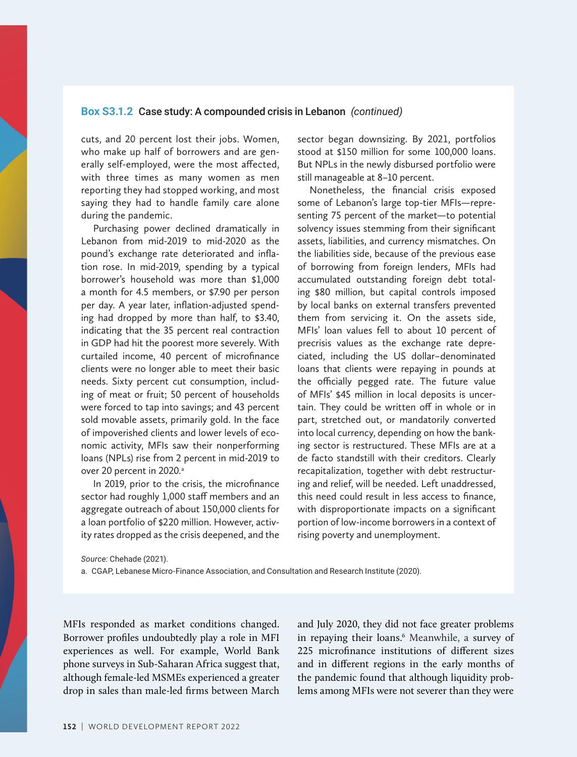**Box S3.1.2 Case study: A compounded crisis in Lebanon** *(continued)*

cuts, and 20 percent lost their jobs. Women, who make up half of borrowers and are generally self-employed, were the most affected, with three times as many women as men reporting they had stopped working, and most saying they had to handle family care alone during the pandemic.

Purchasing power declined dramatically in Lebanon from mid-2019 to mid-2020 as the pound's exchange rate deteriorated and inflation rose. In mid-2019, spending by a typical borrower's household was more than $1,000 a month for 4.5 members, or $7.90 per person per day. A year later, inflation-adjusted spending had dropped by more than half, to $3.40, indicating that the 35 percent real contraction in GDP had hit the poorest more severely. With curtailed income, 40 percent of microfinance clients were no longer able to meet their basic needs. Sixty percent cut consumption, including of meat or fruit; 50 percent of households were forced to tap into savings; and 43 percent sold movable assets, primarily gold. In the face of impoverished clients and lower levels of economic activity, MFIs saw their nonperforming loans (NPLs) rise from 2 percent in mid-2019 to over 20 percent in 2020.[a]

In 2019, prior to the crisis, the microfinance sector had roughly 1,000 staff members and an aggregate outreach of about 150,000 clients for a loan portfolio of $220 million. However, activity rates dropped as the crisis deepened, and the sector began downsizing. By 2021, portfolios stood at $150 million for some 100,000 loans. But NPLs in the newly disbursed portfolio were still manageable at 8–10 percent.

Nonetheless, the financial crisis exposed some of Lebanon's large top-tier MFIs—representing 75 percent of the market—to potential solvency issues stemming from their significant assets, liabilities, and currency mismatches. On the liabilities side, because of the previous ease of borrowing from foreign lenders, MFIs had accumulated outstanding foreign debt totaling $80 million, but capital controls imposed by local banks on external transfers prevented them from servicing it. On the assets side, MFIs' loan values fell to about 10 percent of precrisis values as the exchange rate depreciated, including the US dollar–denominated loans that clients were repaying in pounds at the officially pegged rate. The future value of MFIs' $45 million in local deposits is uncertain. They could be written off in whole or in part, stretched out, or mandatorily converted into local currency, depending on how the banking sector is restructured. These MFIs are at a de facto standstill with their creditors. Clearly recapitalization, together with debt restructuring and relief, will be needed. Left unaddressed, this need could result in less access to finance, with disproportionate impacts on a significant portion of low-income borrowers in a context of rising poverty and unemployment.

*Source:* Chehade (2021).

a. CGAP, Lebanese Micro-Finance Association, and Consultation and Research Institute (2020).

MFIs responded as market conditions changed. Borrower profiles undoubtedly play a role in MFI experiences as well. For example, World Bank phone surveys in Sub-Saharan Africa suggest that, although female-led MSMEs experienced a greater drop in sales than male-led firms between March and July 2020, they did not face greater problems in repaying their loans.[6] Meanwhile, a survey of 225 microfinance institutions of different sizes and in different regions in the early months of the pandemic found that although liquidity problems among MFIs were not severer than they were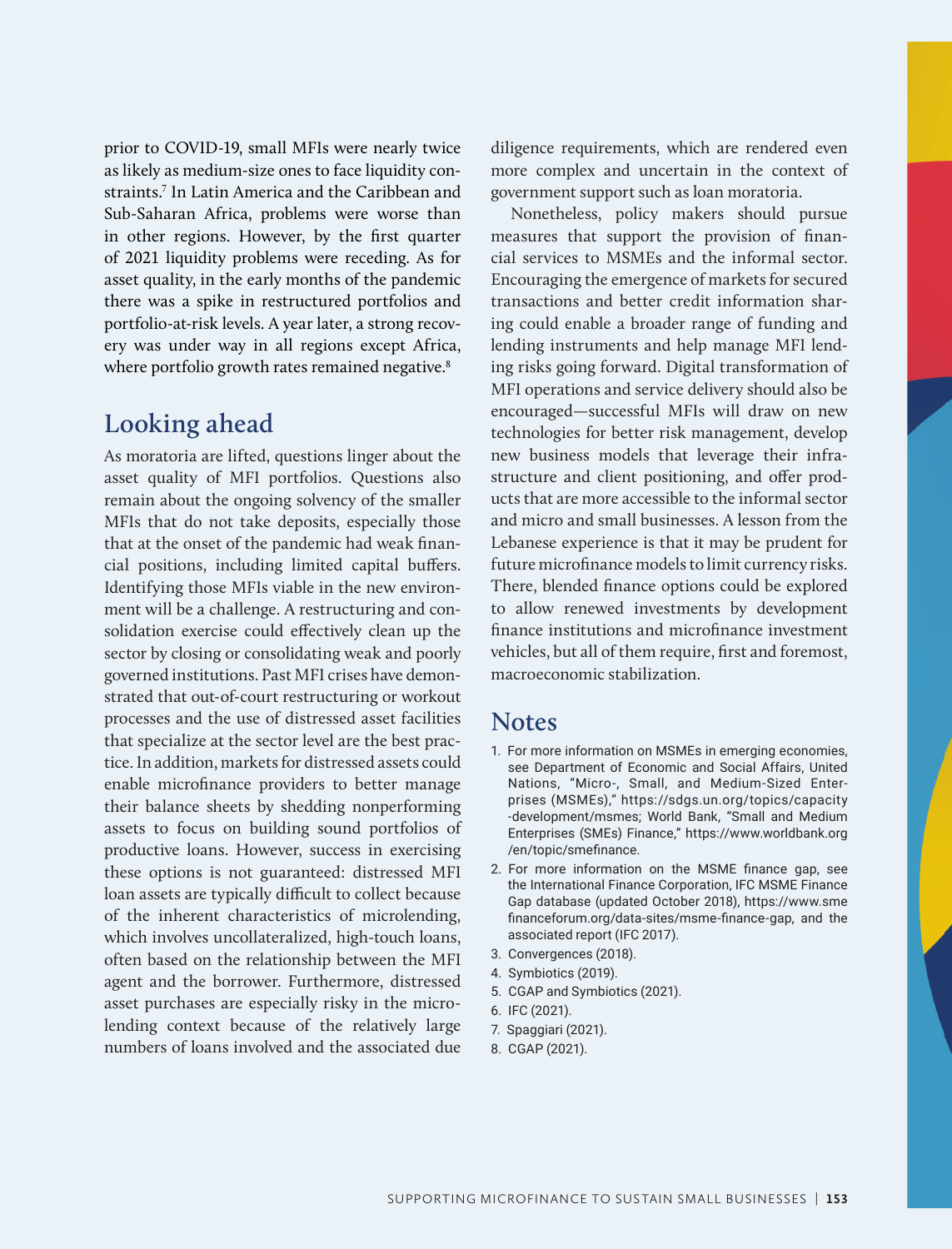prior to COVID-19, small MFIs were nearly twice as likely as medium-size ones to face liquidity constraints.[7] In Latin America and the Caribbean and Sub-Saharan Africa, problems were worse than in other regions. However, by the first quarter of 2021 liquidity problems were receding. As for asset quality, in the early months of the pandemic there was a spike in restructured portfolios and portfolio-at-risk levels. A year later, a strong recovery was under way in all regions except Africa, where portfolio growth rates remained negative.[8]

## Looking ahead

As moratoria are lifted, questions linger about the asset quality of MFI portfolios. Questions also remain about the ongoing solvency of the smaller MFIs that do not take deposits, especially those that at the onset of the pandemic had weak financial positions, including limited capital buffers. Identifying those MFIs viable in the new environment will be a challenge. A restructuring and consolidation exercise could effectively clean up the sector by closing or consolidating weak and poorly governed institutions. Past MFI crises have demonstrated that out-of-court restructuring or workout processes and the use of distressed asset facilities that specialize at the sector level are the best practice. In addition, markets for distressed assets could enable microfinance providers to better manage their balance sheets by shedding nonperforming assets to focus on building sound portfolios of productive loans. However, success in exercising these options is not guaranteed: distressed MFI loan assets are typically difficult to collect because of the inherent characteristics of microlending, which involves uncollateralized, high-touch loans, often based on the relationship between the MFI agent and the borrower. Furthermore, distressed asset purchases are especially risky in the microlending context because of the relatively large numbers of loans involved and the associated due diligence requirements, which are rendered even more complex and uncertain in the context of government support such as loan moratoria.

Nonetheless, policy makers should pursue measures that support the provision of financial services to MSMEs and the informal sector. Encouraging the emergence of markets for secured transactions and better credit information sharing could enable a broader range of funding and lending instruments and help manage MFI lending risks going forward. Digital transformation of MFI operations and service delivery should also be encouraged—successful MFIs will draw on new technologies for better risk management, develop new business models that leverage their infrastructure and client positioning, and offer products that are more accessible to the informal sector and micro and small businesses. A lesson from the Lebanese experience is that it may be prudent for future microfinance models to limit currency risks. There, blended finance options could be explored to allow renewed investments by development finance institutions and microfinance investment vehicles, but all of them require, first and foremost, macroeconomic stabilization.

## Notes

1. For more information on MSMEs in emerging economies, see Department of Economic and Social Affairs, United Nations, "Micro-, Small, and Medium-Sized Enterprises (MSMEs)," https://sdgs.un.org/topics/capacity-development/msmes; World Bank, "Small and Medium Enterprises (SMEs) Finance," https://www.worldbank.org/en/topic/smefinance.
2. For more information on the MSME finance gap, see the International Finance Corporation, IFC MSME Finance Gap database (updated October 2018), https://www.smefinanceforum.org/data-sites/msme-finance-gap, and the associated report (IFC 2017).
3. Convergences (2018).
4. Symbiotics (2019).
5. CGAP and Symbiotics (2021).
6. IFC (2021).
7. Spaggiari (2021).
8. CGAP (2021).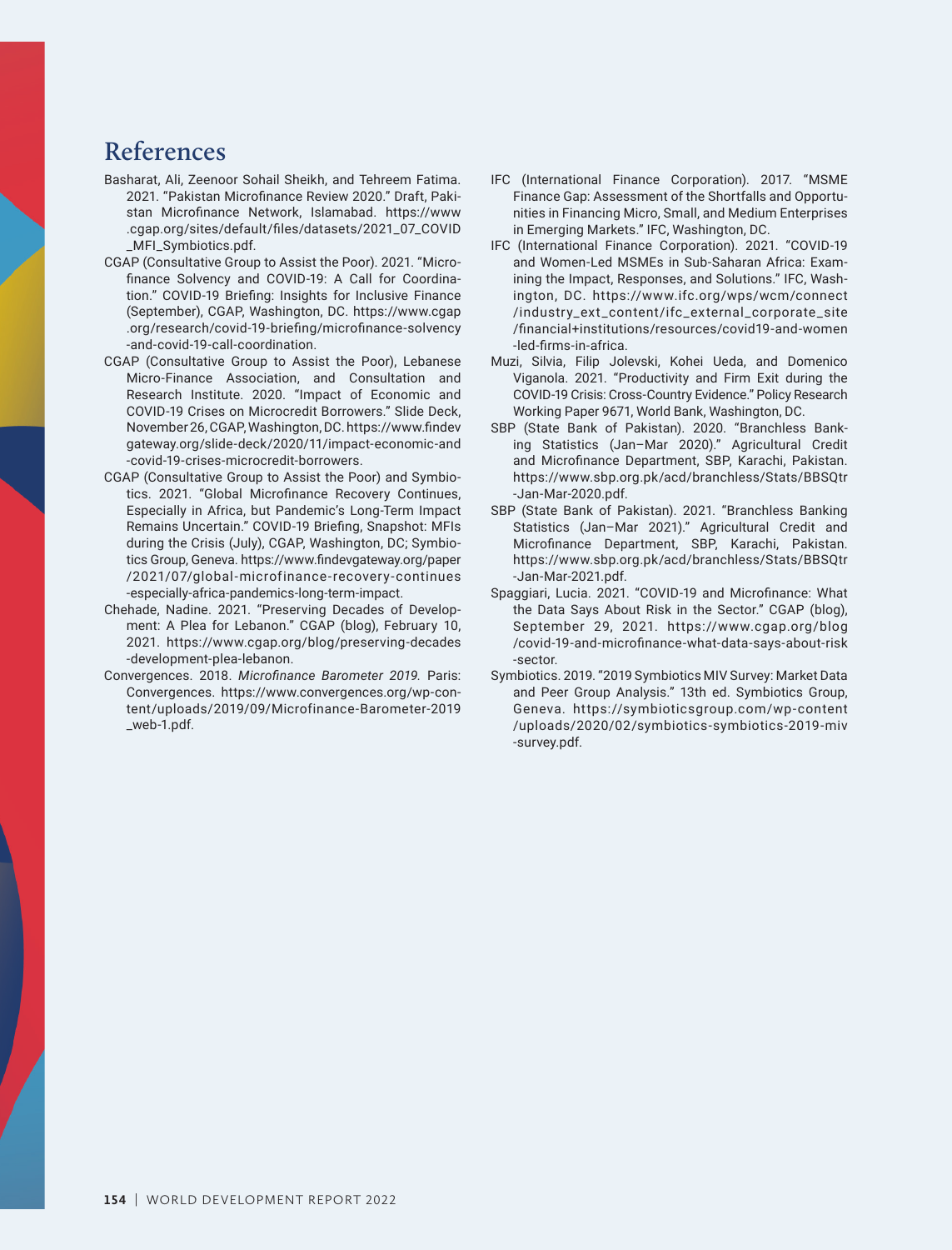# References

Basharat, Ali, Zeenoor Sohail Sheikh, and Tehreem Fatima. 2021. "Pakistan Microfinance Review 2020." Draft, Pakistan Microfinance Network, Islamabad. https://www.cgap.org/sites/default/files/datasets/2021_07_COVID_MFI_Symbiotics.pdf.

CGAP (Consultative Group to Assist the Poor). 2021. "Microfinance Solvency and COVID-19: A Call for Coordination." COVID-19 Briefing: Insights for Inclusive Finance (September), CGAP, Washington, DC. https://www.cgap.org/research/covid-19-briefing/microfinance-solvency-and-covid-19-call-coordination.

CGAP (Consultative Group to Assist the Poor), Lebanese Micro-Finance Association, and Consultation and Research Institute. 2020. "Impact of Economic and COVID-19 Crises on Microcredit Borrowers." Slide Deck, November 26, CGAP, Washington, DC. https://www.findevgateway.org/slide-deck/2020/11/impact-economic-and-covid-19-crises-microcredit-borrowers.

CGAP (Consultative Group to Assist the Poor) and Symbiotics. 2021. "Global Microfinance Recovery Continues, Especially in Africa, but Pandemic's Long-Term Impact Remains Uncertain." COVID-19 Briefing, Snapshot: MFIs during the Crisis (July), CGAP, Washington, DC; Symbiotics Group, Geneva. https://www.findevgateway.org/paper/2021/07/global-microfinance-recovery-continues-especially-africa-pandemics-long-term-impact.

Chehade, Nadine. 2021. "Preserving Decades of Development: A Plea for Lebanon." CGAP (blog), February 10, 2021. https://www.cgap.org/blog/preserving-decades-development-plea-lebanon.

Convergences. 2018. *Microfinance Barometer 2019.* Paris: Convergences. https://www.convergences.org/wp-content/uploads/2019/09/Microfinance-Barometer-2019_web-1.pdf.

IFC (International Finance Corporation). 2017. "MSME Finance Gap: Assessment of the Shortfalls and Opportunities in Financing Micro, Small, and Medium Enterprises in Emerging Markets." IFC, Washington, DC.

IFC (International Finance Corporation). 2021. "COVID-19 and Women-Led MSMEs in Sub-Saharan Africa: Examining the Impact, Responses, and Solutions." IFC, Washington, DC. https://www.ifc.org/wps/wcm/connect/industry_ext_content/ifc_external_corporate_site/financial+institutions/resources/covid19-and-women-led-firms-in-africa.

Muzi, Silvia, Filip Jolevski, Kohei Ueda, and Domenico Viganola. 2021. "Productivity and Firm Exit during the COVID-19 Crisis: Cross-Country Evidence." Policy Research Working Paper 9671, World Bank, Washington, DC.

SBP (State Bank of Pakistan). 2020. "Branchless Banking Statistics (Jan–Mar 2020)." Agricultural Credit and Microfinance Department, SBP, Karachi, Pakistan. https://www.sbp.org.pk/acd/branchless/Stats/BBSQtr-Jan-Mar-2020.pdf.

SBP (State Bank of Pakistan). 2021. "Branchless Banking Statistics (Jan–Mar 2021)." Agricultural Credit and Microfinance Department, SBP, Karachi, Pakistan. https://www.sbp.org.pk/acd/branchless/Stats/BBSQtr-Jan-Mar-2021.pdf.

Spaggiari, Lucia. 2021. "COVID-19 and Microfinance: What the Data Says About Risk in the Sector." CGAP (blog), September 29, 2021. https://www.cgap.org/blog/covid-19-and-microfinance-what-data-says-about-risk-sector.

Symbiotics. 2019. "2019 Symbiotics MIV Survey: Market Data and Peer Group Analysis." 13th ed. Symbiotics Group, Geneva. https://symbioticsgroup.com/wp-content/uploads/2020/02/symbiotics-symbiotics-2019-miv-survey.pdf.